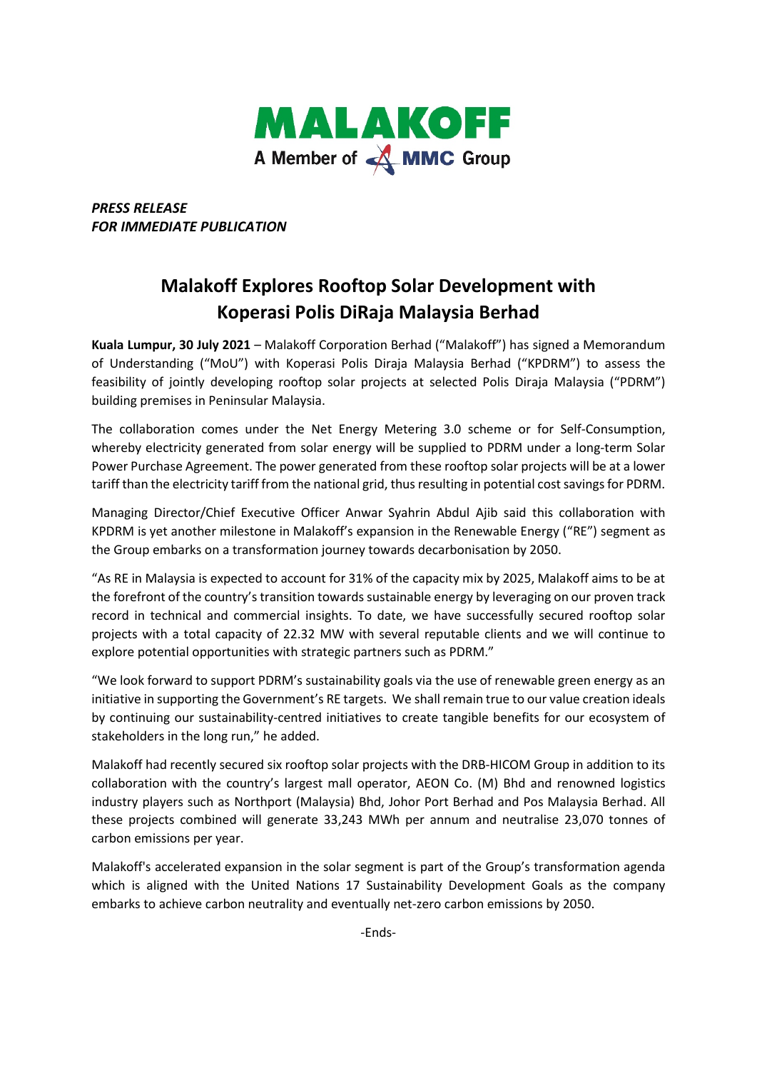MALAKOFF

A Member of MMC Group

*PRESS RELEASE*
*FOR IMMEDIATE PUBLICATION*

# Malakoff Explores Rooftop Solar Development with Koperasi Polis DiRaja Malaysia Berhad

**Kuala Lumpur, 30 July 2021** – Malakoff Corporation Berhad ("Malakoff") has signed a Memorandum of Understanding ("MoU") with Koperasi Polis Diraja Malaysia Berhad ("KPDRM") to assess the feasibility of jointly developing rooftop solar projects at selected Polis Diraja Malaysia ("PDRM") building premises in Peninsular Malaysia.

The collaboration comes under the Net Energy Metering 3.0 scheme or for Self-Consumption, whereby electricity generated from solar energy will be supplied to PDRM under a long-term Solar Power Purchase Agreement. The power generated from these rooftop solar projects will be at a lower tariff than the electricity tariff from the national grid, thus resulting in potential cost savings for PDRM.

Managing Director/Chief Executive Officer Anwar Syahrin Abdul Ajib said this collaboration with KPDRM is yet another milestone in Malakoff's expansion in the Renewable Energy ("RE") segment as the Group embarks on a transformation journey towards decarbonisation by 2050.

"As RE in Malaysia is expected to account for 31% of the capacity mix by 2025, Malakoff aims to be at the forefront of the country's transition towards sustainable energy by leveraging on our proven track record in technical and commercial insights. To date, we have successfully secured rooftop solar projects with a total capacity of 22.32 MW with several reputable clients and we will continue to explore potential opportunities with strategic partners such as PDRM."

"We look forward to support PDRM's sustainability goals via the use of renewable green energy as an initiative in supporting the Government's RE targets. We shall remain true to our value creation ideals by continuing our sustainability-centred initiatives to create tangible benefits for our ecosystem of stakeholders in the long run," he added.

Malakoff had recently secured six rooftop solar projects with the DRB-HICOM Group in addition to its collaboration with the country's largest mall operator, AEON Co. (M) Bhd and renowned logistics industry players such as Northport (Malaysia) Bhd, Johor Port Berhad and Pos Malaysia Berhad. All these projects combined will generate 33,243 MWh per annum and neutralise 23,070 tonnes of carbon emissions per year.

Malakoff's accelerated expansion in the solar segment is part of the Group's transformation agenda which is aligned with the United Nations 17 Sustainability Development Goals as the company embarks to achieve carbon neutrality and eventually net-zero carbon emissions by 2050.

-Ends-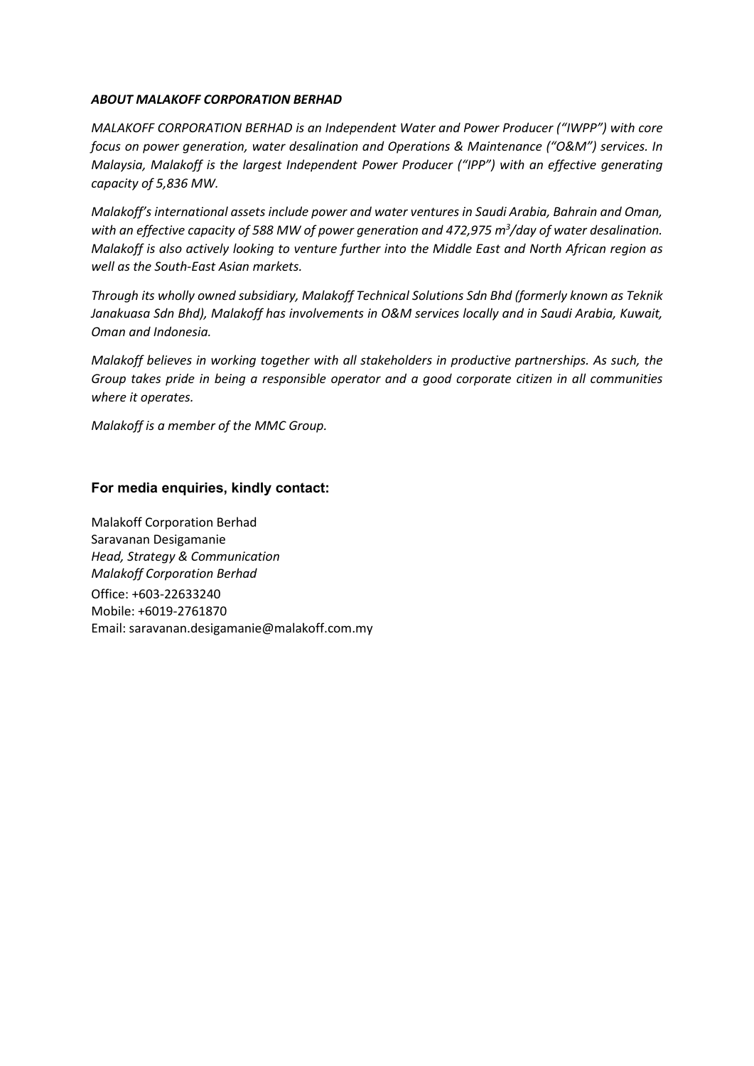***ABOUT MALAKOFF CORPORATION BERHAD***

*MALAKOFF CORPORATION BERHAD is an Independent Water and Power Producer ("IWPP") with core focus on power generation, water desalination and Operations & Maintenance ("O&M") services. In Malaysia, Malakoff is the largest Independent Power Producer ("IPP") with an effective generating capacity of 5,836 MW.*

*Malakoff's international assets include power and water ventures in Saudi Arabia, Bahrain and Oman, with an effective capacity of 588 MW of power generation and 472,975 m$^3$/day of water desalination. Malakoff is also actively looking to venture further into the Middle East and North African region as well as the South-East Asian markets.*

*Through its wholly owned subsidiary, Malakoff Technical Solutions Sdn Bhd (formerly known as Teknik Janakuasa Sdn Bhd), Malakoff has involvements in O&M services locally and in Saudi Arabia, Kuwait, Oman and Indonesia.*

*Malakoff believes in working together with all stakeholders in productive partnerships. As such, the Group takes pride in being a responsible operator and a good corporate citizen in all communities where it operates.*

*Malakoff is a member of the MMC Group.*

**For media enquiries, kindly contact:**

Malakoff Corporation Berhad
Saravanan Desigamanie
*Head, Strategy & Communication*
*Malakoff Corporation Berhad*
Office: +603-22633240
Mobile: +6019-2761870
Email: saravanan.desigamanie@malakoff.com.my